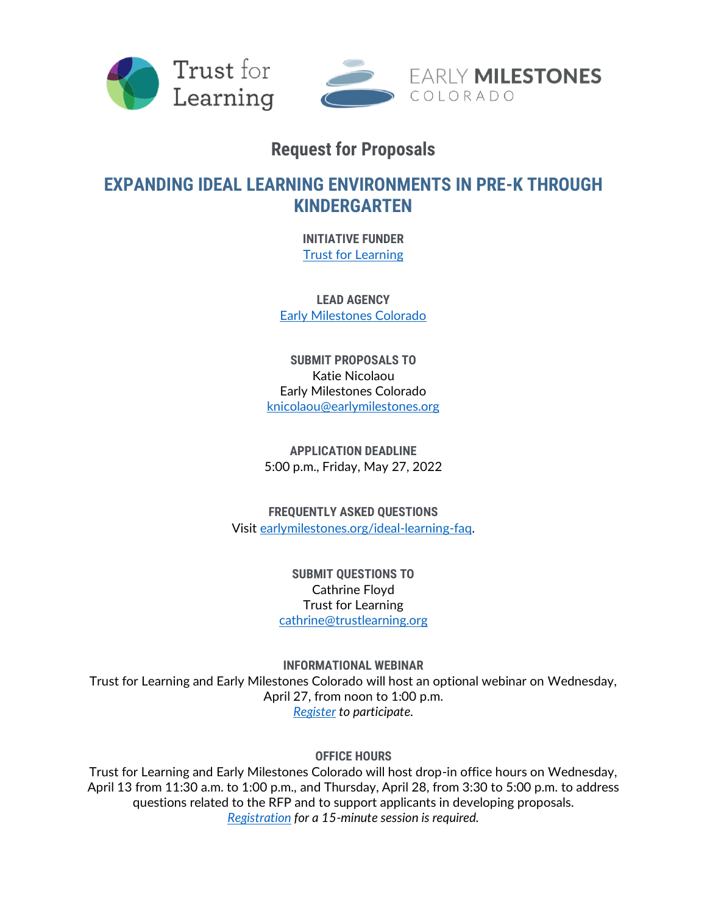Trust for Learning

EARLY **MILESTONES** COLORADO

## Request for Proposals

# EXPANDING IDEAL LEARNING ENVIRONMENTS IN PRE-K THROUGH KINDERGARTEN

**INITIATIVE FUNDER**
Trust for Learning

**LEAD AGENCY**
Early Milestones Colorado

**SUBMIT PROPOSALS TO**
Katie Nicolaou
Early Milestones Colorado
knicolaou@earlymilestones.org

**APPLICATION DEADLINE**
5:00 p.m., Friday, May 27, 2022

**FREQUENTLY ASKED QUESTIONS**
Visit earlymilestones.org/ideal-learning-faq.

**SUBMIT QUESTIONS TO**
Cathrine Floyd
Trust for Learning
cathrine@trustlearning.org

**INFORMATIONAL WEBINAR**
Trust for Learning and Early Milestones Colorado will host an optional webinar on Wednesday, April 27, from noon to 1:00 p.m.
*Register to participate.*

**OFFICE HOURS**
Trust for Learning and Early Milestones Colorado will host drop-in office hours on Wednesday, April 13 from 11:30 a.m. to 1:00 p.m., and Thursday, April 28, from 3:30 to 5:00 p.m. to address questions related to the RFP and to support applicants in developing proposals.
*Registration for a 15-minute session is required.*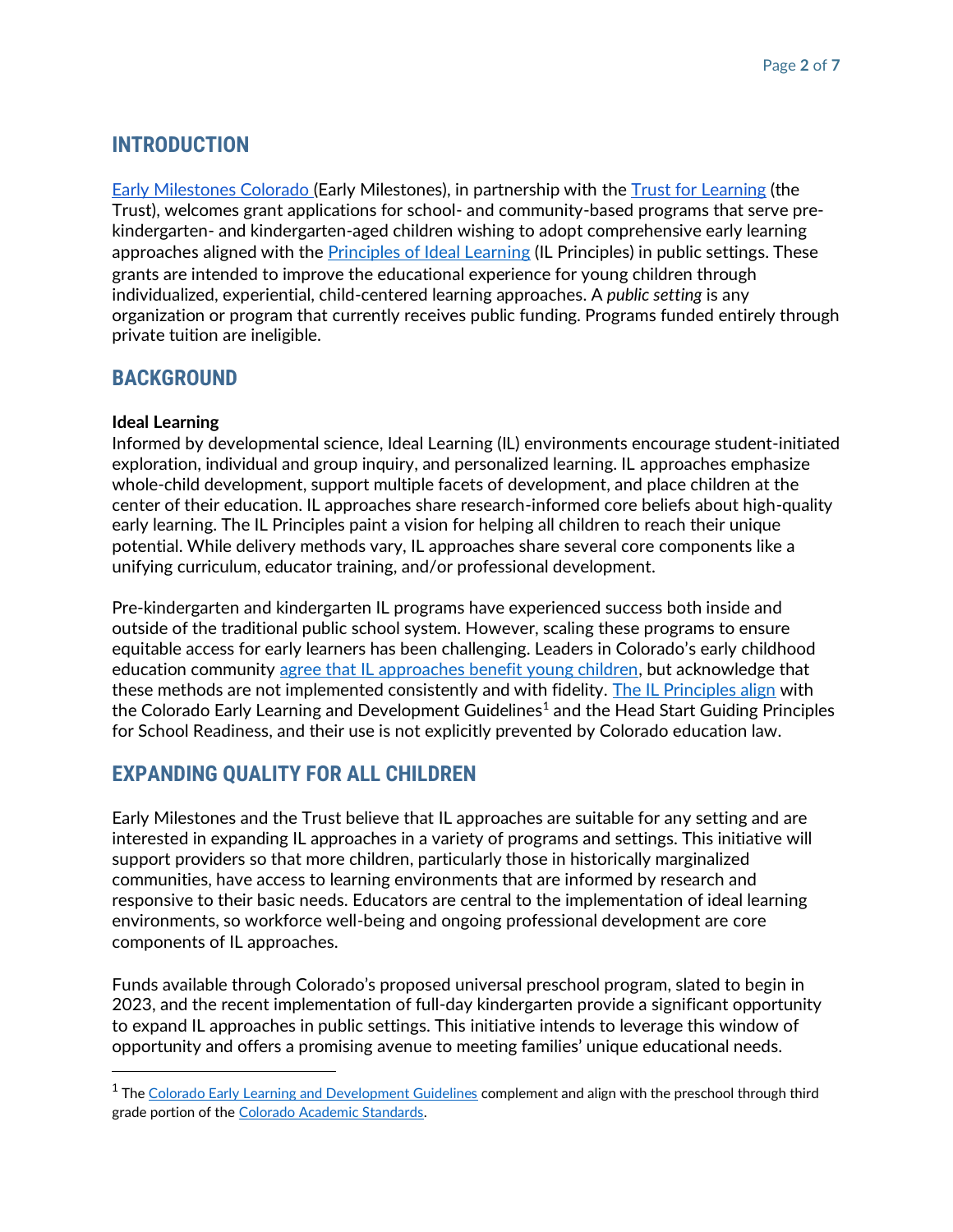## INTRODUCTION

Early Milestones Colorado (Early Milestones), in partnership with the Trust for Learning (the Trust), welcomes grant applications for school- and community-based programs that serve pre-kindergarten- and kindergarten-aged children wishing to adopt comprehensive early learning approaches aligned with the Principles of Ideal Learning (IL Principles) in public settings. These grants are intended to improve the educational experience for young children through individualized, experiential, child-centered learning approaches. A *public setting* is any organization or program that currently receives public funding. Programs funded entirely through private tuition are ineligible.

## BACKGROUND

**Ideal Learning**

Informed by developmental science, Ideal Learning (IL) environments encourage student-initiated exploration, individual and group inquiry, and personalized learning. IL approaches emphasize whole-child development, support multiple facets of development, and place children at the center of their education. IL approaches share research-informed core beliefs about high-quality early learning. The IL Principles paint a vision for helping all children to reach their unique potential. While delivery methods vary, IL approaches share several core components like a unifying curriculum, educator training, and/or professional development.

Pre-kindergarten and kindergarten IL programs have experienced success both inside and outside of the traditional public school system. However, scaling these programs to ensure equitable access for early learners has been challenging. Leaders in Colorado's early childhood education community agree that IL approaches benefit young children, but acknowledge that these methods are not implemented consistently and with fidelity. The IL Principles align with the Colorado Early Learning and Development Guidelines[1] and the Head Start Guiding Principles for School Readiness, and their use is not explicitly prevented by Colorado education law.

## EXPANDING QUALITY FOR ALL CHILDREN

Early Milestones and the Trust believe that IL approaches are suitable for any setting and are interested in expanding IL approaches in a variety of programs and settings. This initiative will support providers so that more children, particularly those in historically marginalized communities, have access to learning environments that are informed by research and responsive to their basic needs. Educators are central to the implementation of ideal learning environments, so workforce well-being and ongoing professional development are core components of IL approaches.

Funds available through Colorado's proposed universal preschool program, slated to begin in 2023, and the recent implementation of full-day kindergarten provide a significant opportunity to expand IL approaches in public settings. This initiative intends to leverage this window of opportunity and offers a promising avenue to meeting families' unique educational needs.

---

[1] The Colorado Early Learning and Development Guidelines complement and align with the preschool through third grade portion of the Colorado Academic Standards.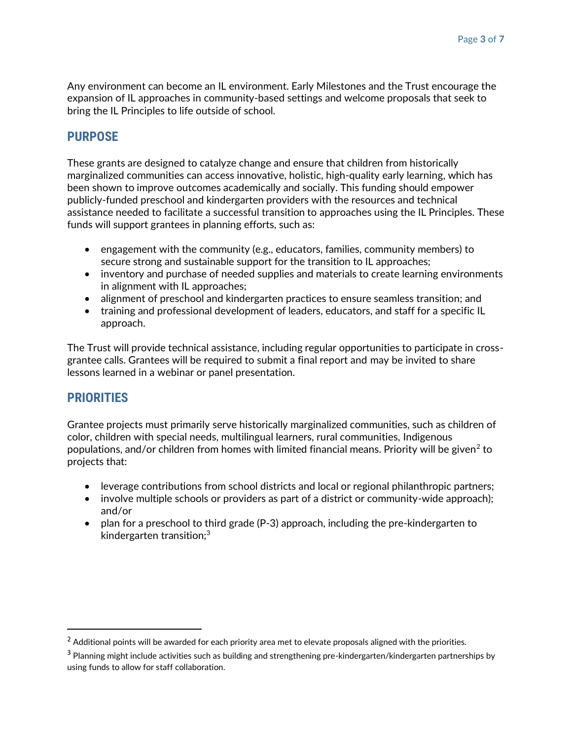Any environment can become an IL environment. Early Milestones and the Trust encourage the expansion of IL approaches in community-based settings and welcome proposals that seek to bring the IL Principles to life outside of school.

## PURPOSE

These grants are designed to catalyze change and ensure that children from historically marginalized communities can access innovative, holistic, high-quality early learning, which has been shown to improve outcomes academically and socially. This funding should empower publicly-funded preschool and kindergarten providers with the resources and technical assistance needed to facilitate a successful transition to approaches using the IL Principles. These funds will support grantees in planning efforts, such as:

- engagement with the community (e.g., educators, families, community members) to secure strong and sustainable support for the transition to IL approaches;
- inventory and purchase of needed supplies and materials to create learning environments in alignment with IL approaches;
- alignment of preschool and kindergarten practices to ensure seamless transition; and
- training and professional development of leaders, educators, and staff for a specific IL approach.

The Trust will provide technical assistance, including regular opportunities to participate in cross-grantee calls. Grantees will be required to submit a final report and may be invited to share lessons learned in a webinar or panel presentation.

## PRIORITIES

Grantee projects must primarily serve historically marginalized communities, such as children of color, children with special needs, multilingual learners, rural communities, Indigenous populations, and/or children from homes with limited financial means. Priority will be given[2] to projects that:

- leverage contributions from school districts and local or regional philanthropic partners;
- involve multiple schools or providers as part of a district or community-wide approach); and/or
- plan for a preschool to third grade (P-3) approach, including the pre-kindergarten to kindergarten transition;[3]

---

[2] Additional points will be awarded for each priority area met to elevate proposals aligned with the priorities.

[3] Planning might include activities such as building and strengthening pre-kindergarten/kindergarten partnerships by using funds to allow for staff collaboration.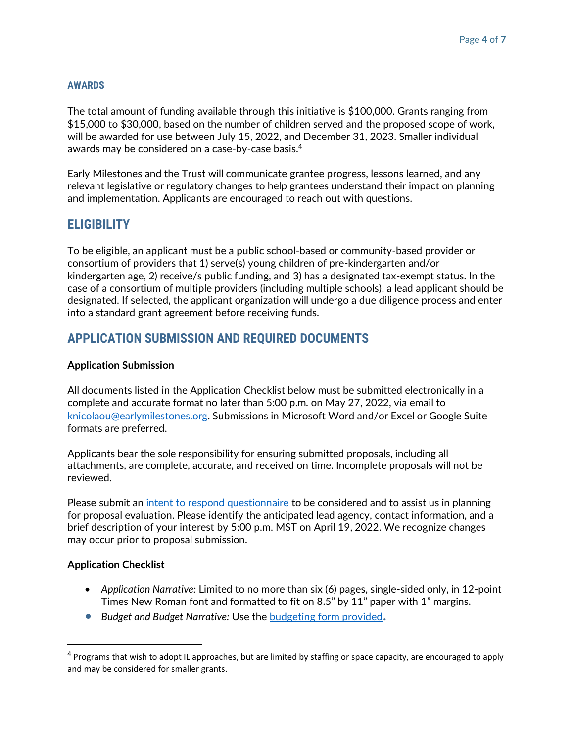### AWARDS

The total amount of funding available through this initiative is $100,000. Grants ranging from $15,000 to $30,000, based on the number of children served and the proposed scope of work, will be awarded for use between July 15, 2022, and December 31, 2023. Smaller individual awards may be considered on a case-by-case basis.[4]

Early Milestones and the Trust will communicate grantee progress, lessons learned, and any relevant legislative or regulatory changes to help grantees understand their impact on planning and implementation. Applicants are encouraged to reach out with questions.

## ELIGIBILITY

To be eligible, an applicant must be a public school-based or community-based provider or consortium of providers that 1) serve(s) young children of pre-kindergarten and/or kindergarten age, 2) receive/s public funding, and 3) has a designated tax-exempt status. In the case of a consortium of multiple providers (including multiple schools), a lead applicant should be designated. If selected, the applicant organization will undergo a due diligence process and enter into a standard grant agreement before receiving funds.

## APPLICATION SUBMISSION AND REQUIRED DOCUMENTS

**Application Submission**

All documents listed in the Application Checklist below must be submitted electronically in a complete and accurate format no later than 5:00 p.m. on May 27, 2022, via email to knicolaou@earlymilestones.org. Submissions in Microsoft Word and/or Excel or Google Suite formats are preferred.

Applicants bear the sole responsibility for ensuring submitted proposals, including all attachments, are complete, accurate, and received on time. Incomplete proposals will not be reviewed.

Please submit an intent to respond questionnaire to be considered and to assist us in planning for proposal evaluation. Please identify the anticipated lead agency, contact information, and a brief description of your interest by 5:00 p.m. MST on April 19, 2022. We recognize changes may occur prior to proposal submission.

**Application Checklist**

- *Application Narrative:* Limited to no more than six (6) pages, single-sided only, in 12-point Times New Roman font and formatted to fit on 8.5" by 11" paper with 1" margins.
- *Budget and Budget Narrative:* Use the budgeting form provided.

[4] Programs that wish to adopt IL approaches, but are limited by staffing or space capacity, are encouraged to apply and may be considered for smaller grants.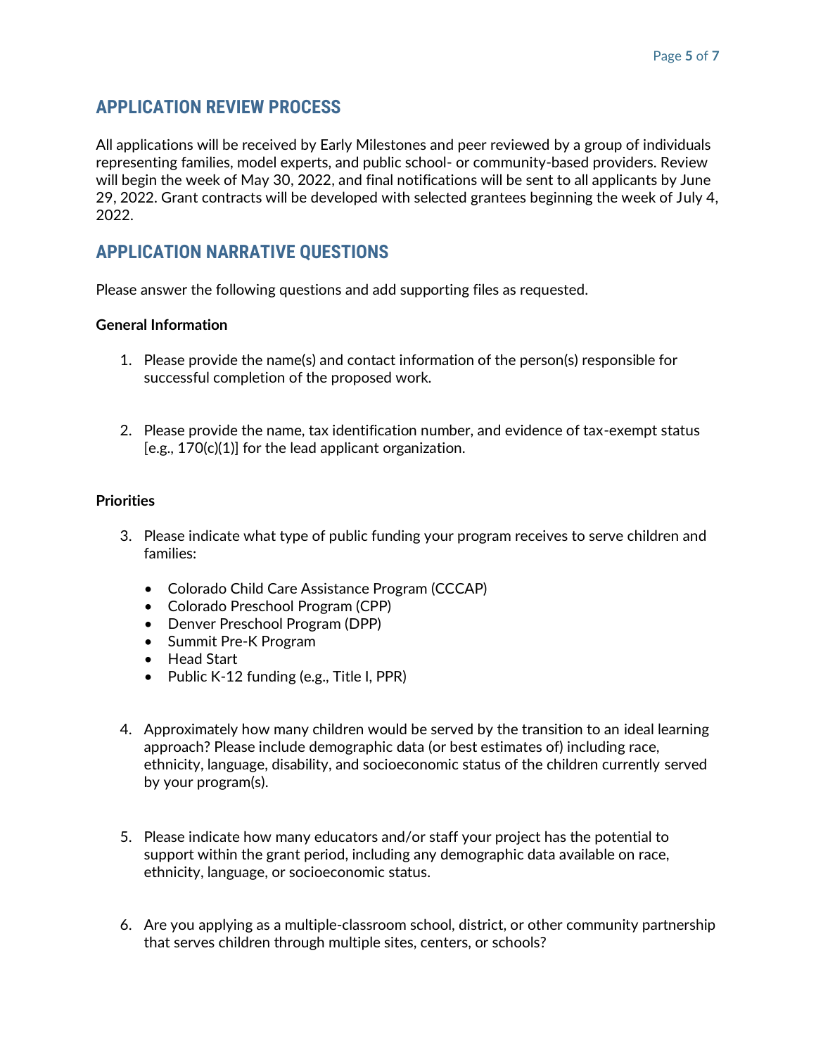## APPLICATION REVIEW PROCESS

All applications will be received by Early Milestones and peer reviewed by a group of individuals representing families, model experts, and public school- or community-based providers. Review will begin the week of May 30, 2022, and final notifications will be sent to all applicants by June 29, 2022. Grant contracts will be developed with selected grantees beginning the week of July 4, 2022.

## APPLICATION NARRATIVE QUESTIONS

Please answer the following questions and add supporting files as requested.

**General Information**

1. Please provide the name(s) and contact information of the person(s) responsible for successful completion of the proposed work.

2. Please provide the name, tax identification number, and evidence of tax-exempt status [e.g., 170(c)(1)] for the lead applicant organization.

**Priorities**

3. Please indicate what type of public funding your program receives to serve children and families:

   - Colorado Child Care Assistance Program (CCCAP)
   - Colorado Preschool Program (CPP)
   - Denver Preschool Program (DPP)
   - Summit Pre-K Program
   - Head Start
   - Public K-12 funding (e.g., Title I, PPR)

4. Approximately how many children would be served by the transition to an ideal learning approach? Please include demographic data (or best estimates of) including race, ethnicity, language, disability, and socioeconomic status of the children currently served by your program(s).

5. Please indicate how many educators and/or staff your project has the potential to support within the grant period, including any demographic data available on race, ethnicity, language, or socioeconomic status.

6. Are you applying as a multiple-classroom school, district, or other community partnership that serves children through multiple sites, centers, or schools?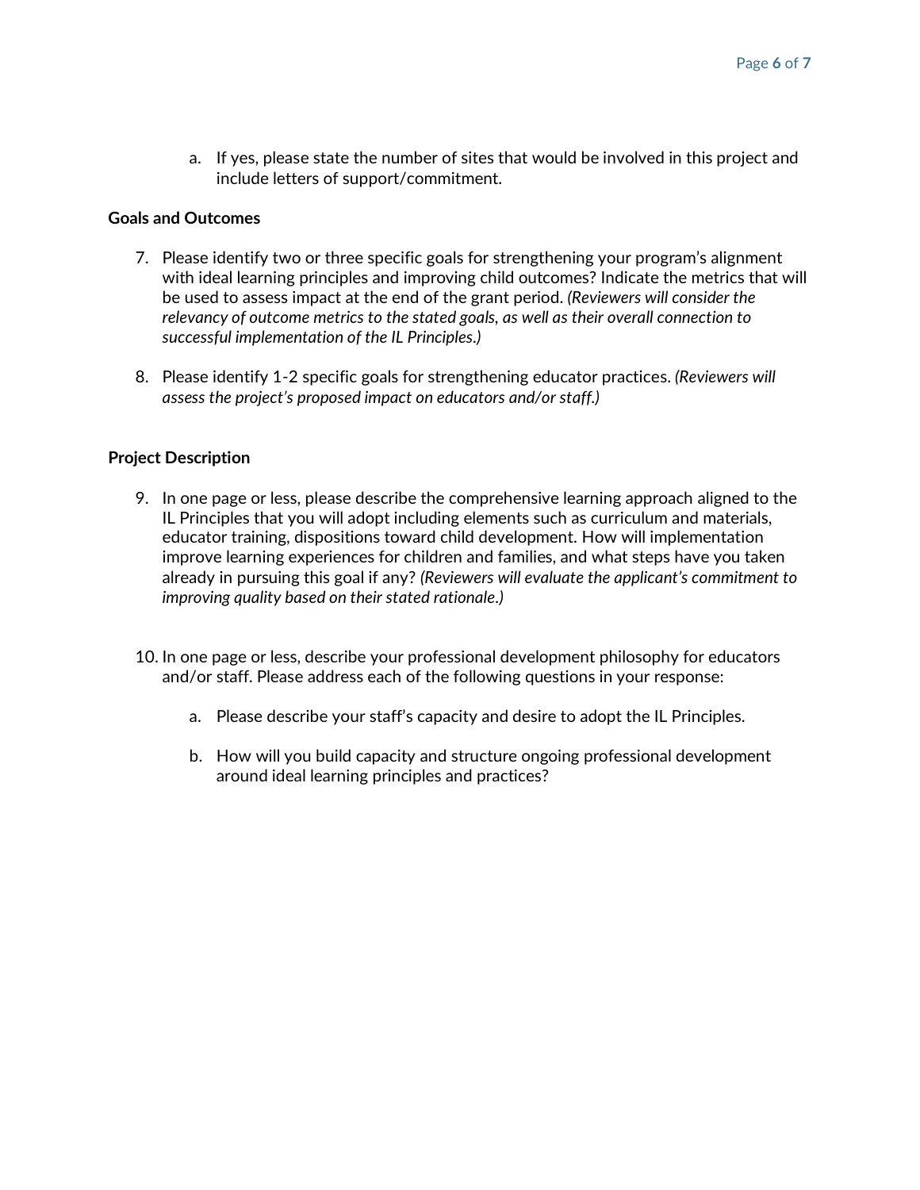a. If yes, please state the number of sites that would be involved in this project and include letters of support/commitment.

**Goals and Outcomes**

7. Please identify two or three specific goals for strengthening your program's alignment with ideal learning principles and improving child outcomes? Indicate the metrics that will be used to assess impact at the end of the grant period. *(Reviewers will consider the relevancy of outcome metrics to the stated goals, as well as their overall connection to successful implementation of the IL Principles.)*

8. Please identify 1-2 specific goals for strengthening educator practices. *(Reviewers will assess the project's proposed impact on educators and/or staff.)*

**Project Description**

9. In one page or less, please describe the comprehensive learning approach aligned to the IL Principles that you will adopt including elements such as curriculum and materials, educator training, dispositions toward child development. How will implementation improve learning experiences for children and families, and what steps have you taken already in pursuing this goal if any? *(Reviewers will evaluate the applicant's commitment to improving quality based on their stated rationale.)*

10. In one page or less, describe your professional development philosophy for educators and/or staff. Please address each of the following questions in your response:

    a. Please describe your staff's capacity and desire to adopt the IL Principles.

    b. How will you build capacity and structure ongoing professional development around ideal learning principles and practices?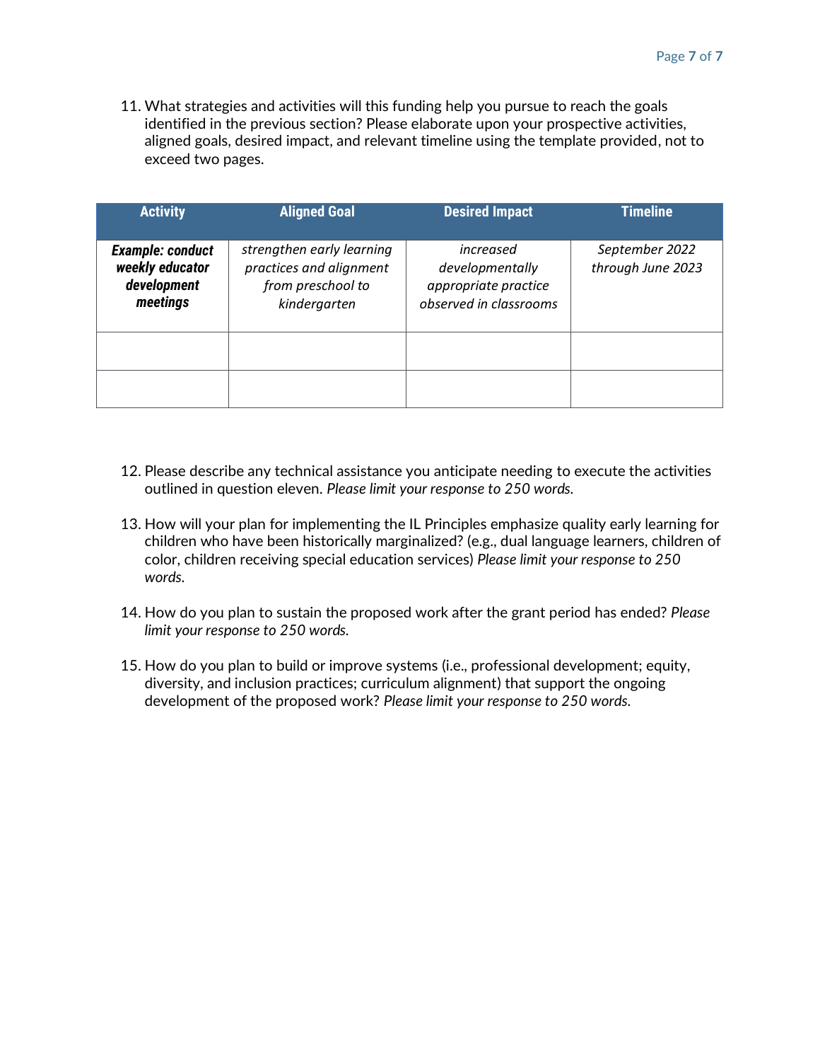11. What strategies and activities will this funding help you pursue to reach the goals identified in the previous section? Please elaborate upon your prospective activities, aligned goals, desired impact, and relevant timeline using the template provided, not to exceed two pages.

| Activity | Aligned Goal | Desired Impact | Timeline |
|---|---|---|---|
| ***Example: conduct weekly educator development meetings*** | *strengthen early learning practices and alignment from preschool to kindergarten* | *increased developmentally appropriate practice observed in classrooms* | *September 2022 through June 2023* |
| | | | |
| | | | |

12. Please describe any technical assistance you anticipate needing to execute the activities outlined in question eleven. *Please limit your response to 250 words.*

13. How will your plan for implementing the IL Principles emphasize quality early learning for children who have been historically marginalized? (e.g., dual language learners, children of color, children receiving special education services) *Please limit your response to 250 words.*

14. How do you plan to sustain the proposed work after the grant period has ended? *Please limit your response to 250 words.*

15. How do you plan to build or improve systems (i.e., professional development; equity, diversity, and inclusion practices; curriculum alignment) that support the ongoing development of the proposed work? *Please limit your response to 250 words.*